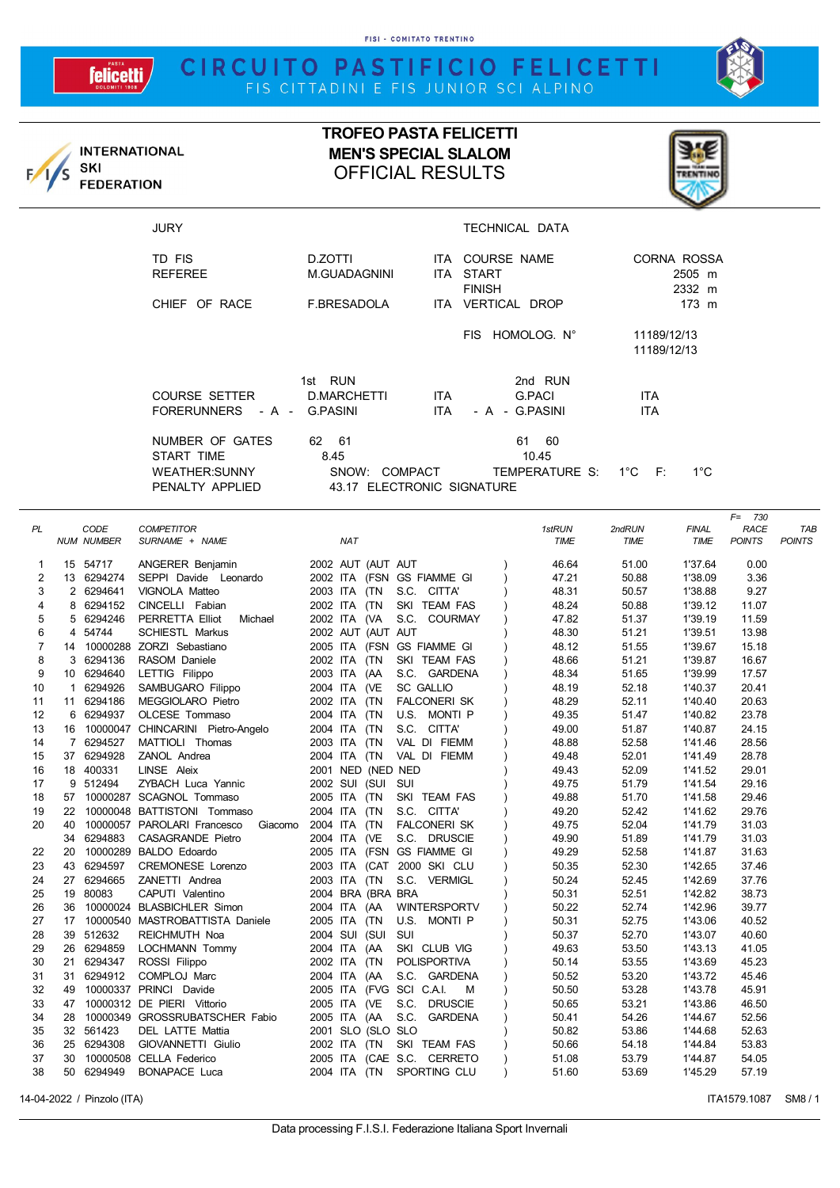FISI - COMITATO TRENTINO

# CIRCUITO PASTIFICIO FELICETTI

FIS CITTADINI E FIS JUNIOR SCI ALPINO

INTERNATIONAL SKI FEDERATION

## TROFEO PASTA FELICETTI
## MEN'S SPECIAL SLALOM
## OFFICIAL RESULTS

| JURY | | | TECHNICAL DATA | |
|---|---|---|---|---|
| TD FIS | D.ZOTTI | ITA | COURSE NAME | CORNA ROSSA |
| REFEREE | M.GUADAGNINI | ITA | START | 2505 m |
| | | | FINISH | 2332 m |
| CHIEF OF RACE | F.BRESADOLA | ITA | VERTICAL DROP | 173 m |
| | | | FIS HOMOLOG. N° | 11189/12/13 |
| | | | | 11189/12/13 |

| | 1st RUN | | 2nd RUN | |
|---|---|---|---|---|
| COURSE SETTER | D.MARCHETTI | ITA | G.PACI | ITA |
| FORERUNNERS - A - | G.PASINI | ITA | - A - G.PASINI | ITA |
| NUMBER OF GATES | 62 61 | | 61 60 | |
| START TIME | 8.45 | | 10.45 | |

WEATHER:SUNNY SNOW: COMPACT TEMPERATURE S: 1°C F: 1°C

PENALTY APPLIED 43.17 ELECTRONIC SIGNATURE

| PL | NUM | CODE NUMBER | COMPETITOR SURNAME + NAME | NAT | | 1stRUN TIME | 2ndRUN TIME | FINAL TIME | F= 730 RACE POINTS | TAB POINTS |
|---|---|---|---|---|---|---|---|---|---|---|
| 1 | 15 | 54717 | ANGERER Benjamin | 2002 AUT | (AUT AUT) | 46.64 | 51.00 | 1'37.64 | 0.00 | |
| 2 | 13 | 6294274 | SEPPI Davide Leonardo | 2002 ITA | (FSN GS FIAMME GI) | 47.21 | 50.88 | 1'38.09 | 3.36 | |
| 3 | 2 | 6294641 | VIGNOLA Matteo | 2003 ITA | (TN S.C. CITTA') | 48.31 | 50.57 | 1'38.88 | 9.27 | |
| 4 | 8 | 6294152 | CINCELLI Fabian | 2002 ITA | (TN SKI TEAM FAS) | 48.24 | 50.88 | 1'39.12 | 11.07 | |
| 5 | 5 | 6294246 | PERRETTA Elliot Michael | 2002 ITA | (VA S.C. COURMAY) | 47.82 | 51.37 | 1'39.19 | 11.59 | |
| 6 | 4 | 54744 | SCHIESTL Markus | 2002 AUT | (AUT AUT) | 48.30 | 51.21 | 1'39.51 | 13.98 | |
| 7 | 14 | 10000288 | ZORZI Sebastiano | 2005 ITA | (FSN GS FIAMME GI) | 48.12 | 51.55 | 1'39.67 | 15.18 | |
| 8 | 3 | 6294136 | RASOM Daniele | 2002 ITA | (TN SKI TEAM FAS) | 48.66 | 51.21 | 1'39.87 | 16.67 | |
| 9 | 10 | 6294640 | LETTIG Filippo | 2003 ITA | (AA S.C. GARDENA) | 48.34 | 51.65 | 1'39.99 | 17.57 | |
| 10 | 1 | 6294926 | SAMBUGARO Filippo | 2004 ITA | (VE SC GALLIO) | 48.19 | 52.18 | 1'40.37 | 20.41 | |
| 11 | 11 | 6294186 | MEGGIOLARO Pietro | 2002 ITA | (TN FALCONERI SK) | 48.29 | 52.11 | 1'40.40 | 20.63 | |
| 12 | 6 | 6294937 | OLCESE Tommaso | 2004 ITA | (TN U.S. MONTI P) | 49.35 | 51.47 | 1'40.82 | 23.78 | |
| 13 | 16 | 10000047 | CHINCARINI Pietro-Angelo | 2004 ITA | (TN S.C. CITTA') | 49.00 | 51.87 | 1'40.87 | 24.15 | |
| 14 | 7 | 6294527 | MATTIOLI Thomas | 2003 ITA | (TN VAL DI FIEMM) | 48.88 | 52.58 | 1'41.46 | 28.56 | |
| 15 | 37 | 6294928 | ZANOL Andrea | 2004 ITA | (TN VAL DI FIEMM) | 49.48 | 52.01 | 1'41.49 | 28.78 | |
| 16 | 18 | 400331 | LINSE Aleix | 2001 NED | (NED NED) | 49.43 | 52.09 | 1'41.52 | 29.01 | |
| 17 | 9 | 512494 | ZYBACH Luca Yannic | 2002 SUI | (SUI SUI) | 49.75 | 51.79 | 1'41.54 | 29.16 | |
| 18 | 57 | 10000287 | SCAGNOL Tommaso | 2005 ITA | (TN SKI TEAM FAS) | 49.88 | 51.70 | 1'41.58 | 29.46 | |
| 19 | 22 | 10000048 | BATTISTONI Tommaso | 2004 ITA | (TN S.C. CITTA') | 49.20 | 52.42 | 1'41.62 | 29.76 | |
| 20 | 40 | 10000057 | PAROLARI Francesco Giacomo | 2004 ITA | (TN FALCONERI SK) | 49.75 | 52.04 | 1'41.79 | 31.03 | |
| | 34 | 6294883 | CASAGRANDE Pietro | 2004 ITA | (VE S.C. DRUSCIE) | 49.90 | 51.89 | 1'41.79 | 31.03 | |
| 22 | 20 | 10000289 | BALDO Edoardo | 2005 ITA | (FSN GS FIAMME GI) | 49.29 | 52.58 | 1'41.87 | 31.63 | |
| 23 | 43 | 6294597 | CREMONESE Lorenzo | 2003 ITA | (CAT 2000 SKI CLU) | 50.35 | 52.30 | 1'42.65 | 37.46 | |
| 24 | 27 | 6294665 | ZANETTI Andrea | 2003 ITA | (TN S.C. VERMIGL) | 50.24 | 52.45 | 1'42.69 | 37.76 | |
| 25 | 19 | 80083 | CAPUTI Valentino | 2004 BRA | (BRA BRA) | 50.31 | 52.51 | 1'42.82 | 38.73 | |
| 26 | 36 | 10000024 | BLASBICHLER Simon | 2004 ITA | (AA WINTERSPORTV) | 50.22 | 52.74 | 1'42.96 | 39.77 | |
| 27 | 17 | 10000540 | MASTROBATTISTA Daniele | 2005 ITA | (TN U.S. MONTI P) | 50.31 | 52.75 | 1'43.06 | 40.52 | |
| 28 | 39 | 512632 | REICHMUTH Noa | 2004 SUI | (SUI SUI) | 50.37 | 52.70 | 1'43.07 | 40.60 | |
| 29 | 26 | 6294859 | LOCHMANN Tommy | 2004 ITA | (AA SKI CLUB VIG) | 49.63 | 53.50 | 1'43.13 | 41.05 | |
| 30 | 21 | 6294347 | ROSSI Filippo | 2002 ITA | (TN POLISPORTIVA) | 50.14 | 53.55 | 1'43.69 | 45.23 | |
| 31 | 31 | 6294912 | COMPLOJ Marc | 2004 ITA | (AA S.C. GARDENA) | 50.52 | 53.20 | 1'43.72 | 45.46 | |
| 32 | 49 | 10000337 | PRINCI Davide | 2005 ITA | (FVG SCI C.A.I. M) | 50.50 | 53.28 | 1'43.78 | 45.91 | |
| 33 | 47 | 10000312 | DE PIERI Vittorio | 2005 ITA | (VE S.C. DRUSCIE) | 50.65 | 53.21 | 1'43.86 | 46.50 | |
| 34 | 28 | 10000349 | GROSSRUBATSCHER Fabio | 2005 ITA | (AA S.C. GARDENA) | 50.41 | 54.26 | 1'44.67 | 52.56 | |
| 35 | 32 | 561423 | DEL LATTE Mattia | 2001 SLO | (SLO SLO) | 50.82 | 53.86 | 1'44.68 | 52.63 | |
| 36 | 25 | 6294308 | GIOVANNETTI Giulio | 2002 ITA | (TN SKI TEAM FAS) | 50.66 | 54.18 | 1'44.84 | 53.83 | |
| 37 | 30 | 10000508 | CELLA Federico | 2005 ITA | (CAE S.C. CERRETO) | 51.08 | 53.79 | 1'44.87 | 54.05 | |
| 38 | 50 | 6294949 | BONAPACE Luca | 2004 ITA | (TN SPORTING CLU) | 51.60 | 53.69 | 1'45.29 | 57.19 | |

14-04-2022 / Pinzolo (ITA) ITA1579.1087 SM8 / 1

Data processing F.I.S.I. Federazione Italiana Sport Invernali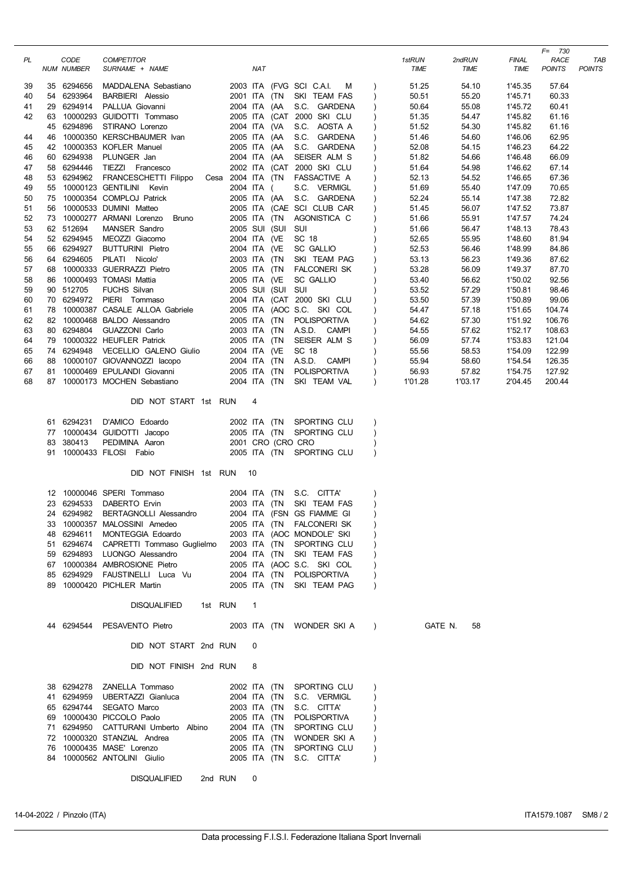| PL | CODE NUM | NUMBER | COMPETITOR SURNAME + NAME | NAT | | | 1stRUN TIME | 2ndRUN TIME | FINAL TIME | F= 730 RACE POINTS | TAB POINTS |
|---|---|---|---|---|---|---|---|---|---|---|---|
| 39 | 35 | 6294656 | MADDALENA Sebastiano | 2003 ITA | (FVG | SCI C.A.I. M ) | 51.25 | 54.10 | 1'45.35 | 57.64 | |
| 40 | 54 | 6293964 | BARBIERI Alessio | 2001 ITA | (TN | SKI TEAM FAS ) | 50.51 | 55.20 | 1'45.71 | 60.33 | |
| 41 | 29 | 6294914 | PALLUA Giovanni | 2004 ITA | (AA | S.C. GARDENA ) | 50.64 | 55.08 | 1'45.72 | 60.41 | |
| 42 | 63 | 10000293 | GUIDOTTI Tommaso | 2005 ITA | (CAT | 2000 SKI CLU ) | 51.35 | 54.47 | 1'45.82 | 61.16 | |
| | 45 | 6294896 | STIRANO Lorenzo | 2004 ITA | (VA | S.C. AOSTA A ) | 51.52 | 54.30 | 1'45.82 | 61.16 | |
| 44 | 46 | 10000350 | KERSCHBAUMER Ivan | 2005 ITA | (AA | S.C. GARDENA ) | 51.46 | 54.60 | 1'46.06 | 62.95 | |
| 45 | 42 | 10000353 | KOFLER Manuel | 2005 ITA | (AA | S.C. GARDENA ) | 52.08 | 54.15 | 1'46.23 | 64.22 | |
| 46 | 60 | 6294938 | PLUNGER Jan | 2004 ITA | (AA | SEISER ALM S ) | 51.82 | 54.66 | 1'46.48 | 66.09 | |
| 47 | 58 | 6294446 | TIEZZI Francesco | 2002 ITA | (CAT | 2000 SKI CLU ) | 51.64 | 54.98 | 1'46.62 | 67.14 | |
| 48 | 53 | 6294962 | FRANCESCHETTI Filippo Cesa | 2004 ITA | (TN | FASSACTIVE A ) | 52.13 | 54.52 | 1'46.65 | 67.36 | |
| 49 | 55 | 10000123 | GENTILINI Kevin | 2004 ITA | ( | S.C. VERMIGL ) | 51.69 | 55.40 | 1'47.09 | 70.65 | |
| 50 | 75 | 10000354 | COMPLOJ Patrick | 2005 ITA | (AA | S.C. GARDENA ) | 52.24 | 55.14 | 1'47.38 | 72.82 | |
| 51 | 56 | 10000533 | DUMINI Matteo | 2005 ITA | (CAE | SCI CLUB CAR ) | 51.45 | 56.07 | 1'47.52 | 73.87 | |
| 52 | 73 | 10000277 | ARMANI Lorenzo Bruno | 2005 ITA | (TN | AGONISTICA C ) | 51.66 | 55.91 | 1'47.57 | 74.24 | |
| 53 | 62 | 512694 | MANSER Sandro | 2005 SUI | (SUI | SUI ) | 51.66 | 56.47 | 1'48.13 | 78.43 | |
| 54 | 52 | 6294945 | MEOZZI Giacomo | 2004 ITA | (VE | SC 18 ) | 52.65 | 55.95 | 1'48.60 | 81.94 | |
| 55 | 66 | 6294927 | BUTTURINI Pietro | 2004 ITA | (VE | SC GALLIO ) | 52.53 | 56.46 | 1'48.99 | 84.86 | |
| 56 | 64 | 6294605 | PILATI Nicolo' | 2003 ITA | (TN | SKI TEAM PAG ) | 53.13 | 56.23 | 1'49.36 | 87.62 | |
| 57 | 68 | 10000333 | GUERRAZZI Pietro | 2005 ITA | (TN | FALCONERI SK ) | 53.28 | 56.09 | 1'49.37 | 87.70 | |
| 58 | 86 | 10000493 | TOMASI Mattia | 2005 ITA | (VE | SC GALLIO ) | 53.40 | 56.62 | 1'50.02 | 92.56 | |
| 59 | 90 | 512705 | FUCHS Silvan | 2005 SUI | (SUI | SUI ) | 53.52 | 57.29 | 1'50.81 | 98.46 | |
| 60 | 70 | 6294972 | PIERI Tommaso | 2004 ITA | (CAT | 2000 SKI CLU ) | 53.50 | 57.39 | 1'50.89 | 99.06 | |
| 61 | 78 | 10000387 | CASALE ALLOA Gabriele | 2005 ITA | (AOC | S.C. SKI COL ) | 54.47 | 57.18 | 1'51.65 | 104.74 | |
| 62 | 82 | 10000468 | BALDO Alessandro | 2005 ITA | (TN | POLISPORTIVA ) | 54.62 | 57.30 | 1'51.92 | 106.76 | |
| 63 | 80 | 6294804 | GUAZZONI Carlo | 2003 ITA | (TN | A.S.D. CAMPI ) | 54.55 | 57.62 | 1'52.17 | 108.63 | |
| 64 | 79 | 10000322 | HEUFLER Patrick | 2005 ITA | (TN | SEISER ALM S ) | 56.09 | 57.74 | 1'53.83 | 121.04 | |
| 65 | 74 | 6294948 | VECELLIO GALENO Giulio | 2004 ITA | (VE | SC 18 ) | 55.56 | 58.53 | 1'54.09 | 122.99 | |
| 66 | 88 | 10000107 | GIOVANNOZZI Iacopo | 2004 ITA | (TN | A.S.D. CAMPI ) | 55.94 | 58.60 | 1'54.54 | 126.35 | |
| 67 | 81 | 10000469 | EPULANDI Giovanni | 2005 ITA | (TN | POLISPORTIVA ) | 56.93 | 57.82 | 1'54.75 | 127.92 | |
| 68 | 87 | 10000173 | MOCHEN Sebastiano | 2004 ITA | (TN | SKI TEAM VAL ) | 1'01.28 | 1'03.17 | 2'04.45 | 200.44 | |

DID NOT START 1st RUN 4

| | | | | | |
|---|---|---|---|---|---|
| 61 | 6294231 | D'AMICO Edoardo | 2002 ITA | (TN | SPORTING CLU ) |
| 77 | 10000434 | GUIDOTTI Jacopo | 2005 ITA | (TN | SPORTING CLU ) |
| 83 | 380413 | PEDIMINA Aaron | 2001 CRO | (CRO | CRO ) |
| 91 | 10000433 | FILOSI Fabio | 2005 ITA | (TN | SPORTING CLU ) |

DID NOT FINISH 1st RUN 10

| | | | | | |
|---|---|---|---|---|---|
| 12 | 10000046 | SPERI Tommaso | 2004 ITA | (TN | S.C. CITTA' ) |
| 23 | 6294533 | DABERTO Ervin | 2003 ITA | (TN | SKI TEAM FAS ) |
| 24 | 6294982 | BERTAGNOLLI Alessandro | 2004 ITA | (FSN | GS FIAMME GI ) |
| 33 | 10000357 | MALOSSINI Amedeo | 2005 ITA | (TN | FALCONERI SK ) |
| 48 | 6294611 | MONTEGGIA Edoardo | 2003 ITA | (AOC | MONDOLE' SKI ) |
| 51 | 6294674 | CAPRETTI Tommaso Guglielmo | 2003 ITA | (TN | SPORTING CLU ) |
| 59 | 6294893 | LUONGO Alessandro | 2004 ITA | (TN | SKI TEAM FAS ) |
| 67 | 10000384 | AMBROSIONE Pietro | 2005 ITA | (AOC | S.C. SKI COL ) |
| 85 | 6294929 | FAUSTINELLI Luca Vu | 2004 ITA | (TN | POLISPORTIVA ) |
| 89 | 10000420 | PICHLER Martin | 2005 ITA | (TN | SKI TEAM PAG ) |

DISQUALIFIED 1st RUN 1

| | | | | | | |
|---|---|---|---|---|---|---|
| 44 | 6294544 | PESAVENTO Pietro | 2003 ITA | (TN | WONDER SKI A ) | GATE N. 58 |

DID NOT START 2nd RUN 0

DID NOT FINISH 2nd RUN 8

| | | | | | |
|---|---|---|---|---|---|
| 38 | 6294278 | ZANELLA Tommaso | 2002 ITA | (TN | SPORTING CLU ) |
| 41 | 6294959 | UBERTAZZI Gianluca | 2004 ITA | (TN | S.C. VERMIGL ) |
| 65 | 6294744 | SEGATO Marco | 2003 ITA | (TN | S.C. CITTA' ) |
| 69 | 10000430 | PICCOLO Paolo | 2005 ITA | (TN | POLISPORTIVA ) |
| 71 | 6294950 | CATTURANI Umberto Albino | 2004 ITA | (TN | SPORTING CLU ) |
| 72 | 10000320 | STANZIAL Andrea | 2005 ITA | (TN | WONDER SKI A ) |
| 76 | 10000435 | MASE' Lorenzo | 2005 ITA | (TN | SPORTING CLU ) |
| 84 | 10000562 | ANTOLINI Giulio | 2005 ITA | (TN | S.C. CITTA' ) |

DISQUALIFIED 2nd RUN 0

14-04-2022 / Pinzolo (ITA) — ITA1579.1087 SM8 / 2

Data processing F.I.S.I. Federazione Italiana Sport Invernali